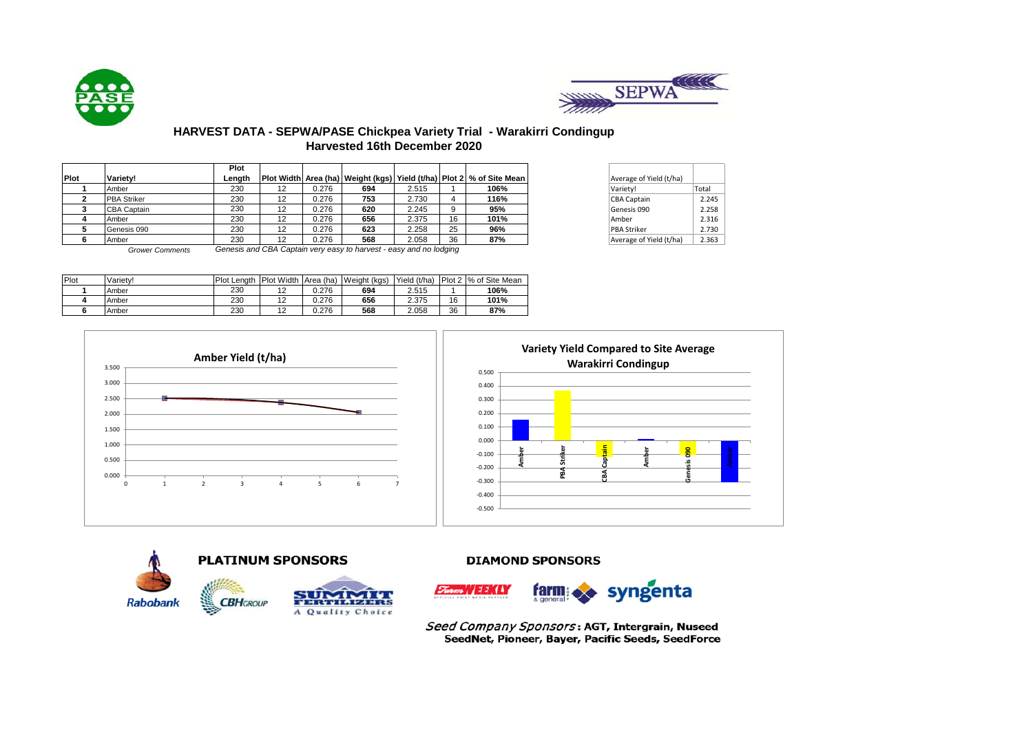# HARVEST DATA - SEPWA/PASE Chickpea Variety Trial - Warakirri Condingup
## Harvested 16th December 2020

| Plot | Variety! | Plot Length | Plot Width | Area (ha) | Weight (kgs) | Yield (t/ha) | Plot 2 | % of Site Mean |
|---|---|---|---|---|---|---|---|---|
| **1** | Amber | 230 | 12 | 0.276 | **694** | 2.515 | 1 | **106%** |
| **2** | PBA Striker | 230 | 12 | 0.276 | **753** | 2.730 | 4 | **116%** |
| **3** | CBA Captain | 230 | 12 | 0.276 | **620** | 2.245 | 9 | **95%** |
| **4** | Amber | 230 | 12 | 0.276 | **656** | 2.375 | 16 | **101%** |
| **5** | Genesis 090 | 230 | 12 | 0.276 | **623** | 2.258 | 25 | **96%** |
| **6** | Amber | 230 | 12 | 0.276 | **568** | 2.058 | 36 | **87%** |

*Grower Comments* *Genesis and CBA Captain very easy to harvest - easy and no lodging*

| Average of Yield (t/ha) | |
|---|---|
| Variety! | Total |
| CBA Captain | 2.245 |
| Genesis 090 | 2.258 |
| Amber | 2.316 |
| PBA Striker | 2.730 |
| Average of Yield (t/ha) | 2.363 |

| Plot | Variety! | Plot Length | Plot Width | Area (ha) | Weight (kgs) | Yield (t/ha) | Plot 2 | % of Site Mean |
|---|---|---|---|---|---|---|---|---|
| **1** | Amber | 230 | 12 | 0.276 | **694** | 2.515 | 1 | **106%** |
| **4** | Amber | 230 | 12 | 0.276 | **656** | 2.375 | 16 | **101%** |
| **6** | Amber | 230 | 12 | 0.276 | **568** | 2.058 | 36 | **87%** |

**Amber Yield (t/ha)**

**Variety Yield Compared to Site Average Warakirri Condingup**

**PLATINUM SPONSORS**

Rabobank, CBH Group, Summit Fertilizers – A Quality Choice

**DIAMOND SPONSORS**

Farm Weekly, farm & general, syngenta

*Seed Company Sponsors*: **AGT, Intergrain, Nuseed SeedNet, Pioneer, Bayer, Pacific Seeds, SeedForce**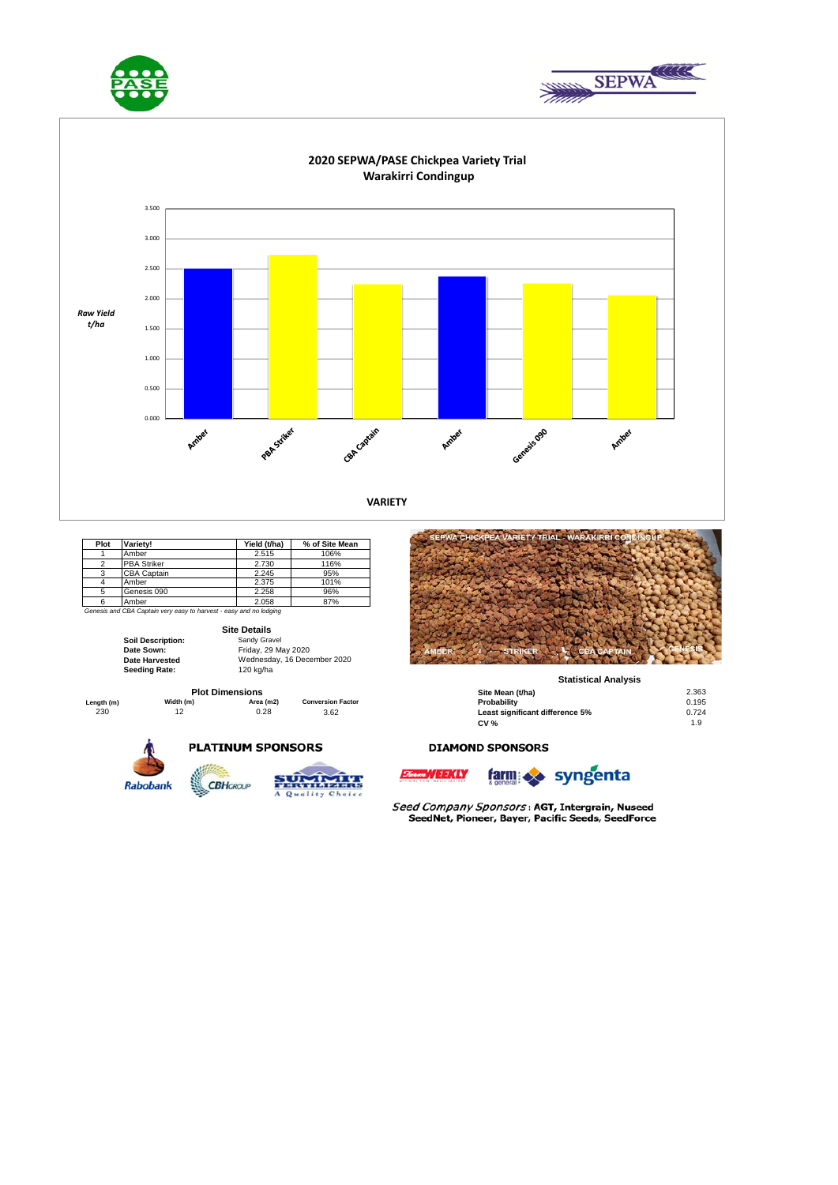# 2020 SEPWA/PASE Chickpea Variety Trial
## Warakirri Condingup

| Plot | Variety! | Yield (t/ha) | % of Site Mean |
|---|---|---|---|
| 1 | Amber | 2.515 | 106% |
| 2 | PBA Striker | 2.730 | 116% |
| 3 | CBA Captain | 2.245 | 95% |
| 4 | Amber | 2.375 | 101% |
| 5 | Genesis 090 | 2.258 | 96% |
| 6 | Amber | 2.058 | 87% |

*Genesis and CBA Captain very easy to harvest - easy and no lodging*

### Site Details

**Soil Description:** Sandy Gravel
**Date Sown:** Friday, 29 May 2020
**Date Harvested** Wednesday, 16 December 2020
**Seeding Rate:** 120 kg/ha

### Plot Dimensions

| Length (m) | Width (m) | Area (m2) | Conversion Factor |
|---|---|---|---|
| 230 | 12 | 0.28 | 3.62 |

### Statistical Analysis

| | |
|---|---|
| **Site Mean (t/ha)** | 2.363 |
| **Probability** | 0.195 |
| **Least significant difference 5%** | 0.724 |
| **CV %** | 1.9 |

**PLATINUM SPONSORS**

**DIAMOND SPONSORS**

*Seed Company Sponsors* : **AGT, Intergrain, Nuseed SeedNet, Pioneer, Bayer, Pacific Seeds, SeedForce**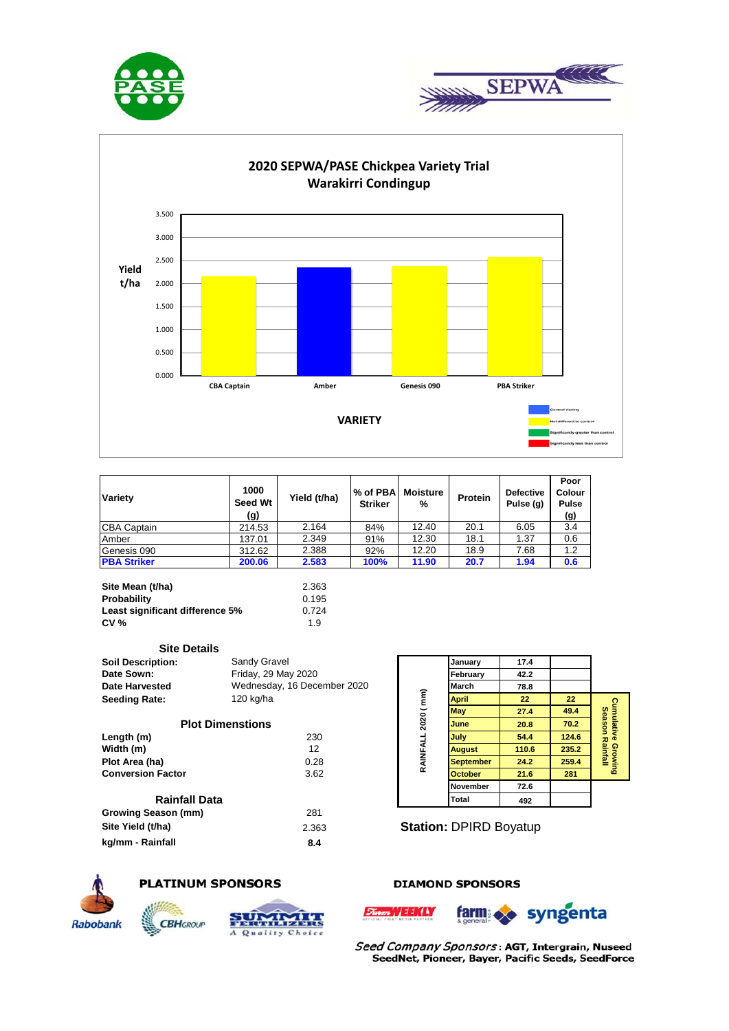# 2020 SEPWA/PASE Chickpea Variety Trial
## Warakirri Condingup

Yield t/ha

3.500
3.000
2.500
2.000
1.500
1.000
0.500
0.000

CBA Captain
Amber
Genesis 090
PBA Striker

VARIETY

Control variety
Not different to control
Significantly greater than control
Significantly less than control

| Variety | 1000 Seed Wt (g) | Yield (t/ha) | % of PBA Striker | Moisture % | Protein | Defective Pulse (g) | Poor Colour Pulse (g) |
|---|---|---|---|---|---|---|---|
| CBA Captain | 214.53 | 2.164 | 84% | 12.40 | 20.1 | 6.05 | 3.4 |
| Amber | 137.01 | 2.349 | 91% | 12.30 | 18.1 | 1.37 | 0.6 |
| Genesis 090 | 312.62 | 2.388 | 92% | 12.20 | 18.9 | 7.68 | 1.2 |
| **PBA Striker** | **200.06** | **2.583** | **100%** | **11.90** | **20.7** | **1.94** | **0.6** |

| | |
|---|---|
| **Site Mean (t/ha)** | 2.363 |
| **Probability** | 0.195 |
| **Least significant difference 5%** | 0.724 |
| **CV %** | 1.9 |

### Site Details

| | |
|---|---|
| **Soil Description:** | Sandy Gravel |
| **Date Sown:** | Friday, 29 May 2020 |
| **Date Harvested** | Wednesday, 16 December 2020 |
| **Seeding Rate:** | 120 kg/ha |

### Plot Dimenstions

| | |
|---|---|
| **Length (m)** | 230 |
| **Width (m)** | 12 |
| **Plot Area (ha)** | 0.28 |
| **Conversion Factor** | 3.62 |

### Rainfall Data

| | |
|---|---|
| **Growing Season (mm)** | 281 |
| **Site Yield (t/ha)** | 2.363 |
| **kg/mm - Rainfall** | **8.4** |

RAINFALL 2020 ( mm)

| Month | Rainfall | Cumulative Growing Season Rainfall |
|---|---|---|
| January | 17.4 | |
| February | 42.2 | |
| March | 78.8 | |
| April | 22 | 22 |
| May | 27.4 | 49.4 |
| June | 20.8 | 70.2 |
| July | 54.4 | 124.6 |
| August | 110.6 | 235.2 |
| September | 24.2 | 259.4 |
| October | 21.6 | 281 |
| November | 72.6 | |
| Total | 492 | |

**Station:** DPIRD Boyatup

**PLATINUM SPONSORS**

Rabobank, CBH Group, Summit Fertilizers – A Quality Choice

**DIAMOND SPONSORS**

Farm Weekly, farm & general, syngenta

*Seed Company Sponsors*: **AGT, Intergrain, Nuseed SeedNet, Pioneer, Bayer, Pacific Seeds, SeedForce**